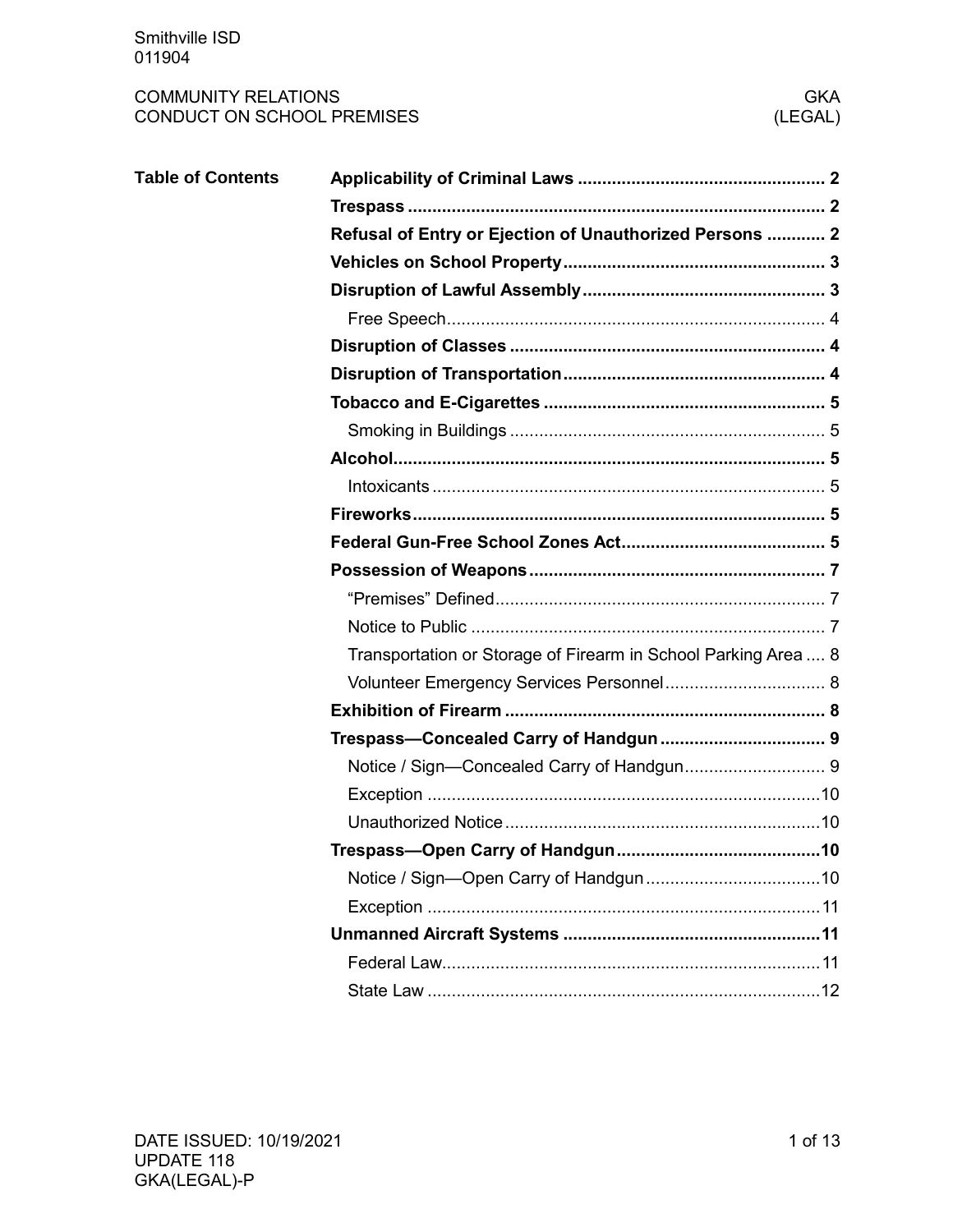Smithville ISD
011904

COMMUNITY RELATIONS
CONDUCT ON SCHOOL PREMISES

GKA
(LEGAL)

## Table of Contents

| Section | Page |
|---|---|
| **Applicability of Criminal Laws** | **2** |
| **Trespass** | **2** |
| **Refusal of Entry or Ejection of Unauthorized Persons** | **2** |
| **Vehicles on School Property** | **3** |
| **Disruption of Lawful Assembly** | **3** |
| Free Speech | 4 |
| **Disruption of Classes** | **4** |
| **Disruption of Transportation** | **4** |
| **Tobacco and E-Cigarettes** | **5** |
| Smoking in Buildings | 5 |
| **Alcohol** | **5** |
| Intoxicants | 5 |
| **Fireworks** | **5** |
| **Federal Gun-Free School Zones Act** | **5** |
| **Possession of Weapons** | **7** |
| “Premises” Defined | 7 |
| Notice to Public | 7 |
| Transportation or Storage of Firearm in School Parking Area | 8 |
| Volunteer Emergency Services Personnel | 8 |
| **Exhibition of Firearm** | **8** |
| **Trespass—Concealed Carry of Handgun** | **9** |
| Notice / Sign—Concealed Carry of Handgun | 9 |
| Exception | 10 |
| Unauthorized Notice | 10 |
| **Trespass—Open Carry of Handgun** | **10** |
| Notice / Sign—Open Carry of Handgun | 10 |
| Exception | 11 |
| **Unmanned Aircraft Systems** | **11** |
| Federal Law | 11 |
| State Law | 12 |

DATE ISSUED: 10/19/2021
UPDATE 118
GKA(LEGAL)-P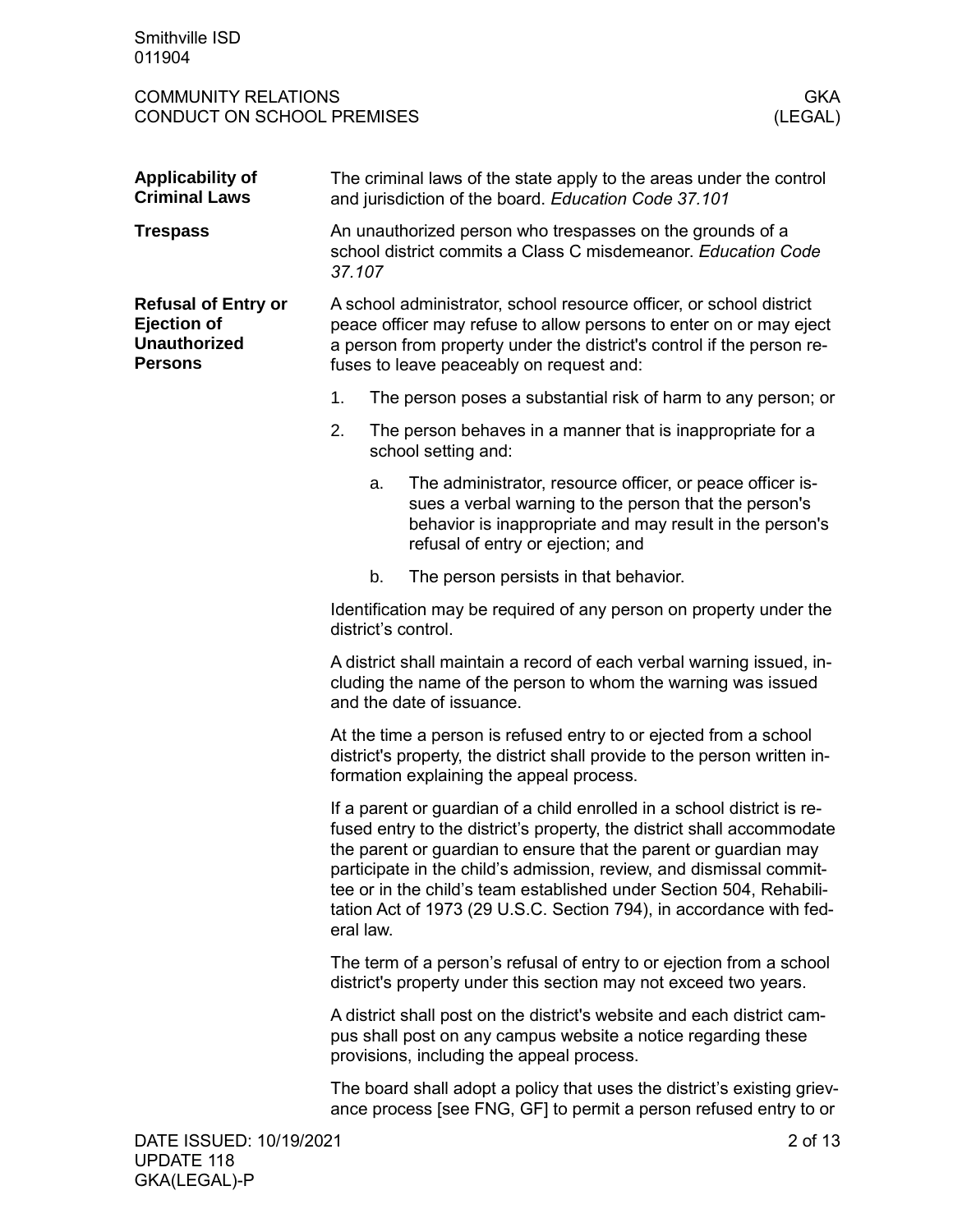**Applicability of Criminal Laws**

The criminal laws of the state apply to the areas under the control and jurisdiction of the board. *Education Code 37.101*

**Trespass**

An unauthorized person who trespasses on the grounds of a school district commits a Class C misdemeanor. *Education Code 37.107*

**Refusal of Entry or Ejection of Unauthorized Persons**

A school administrator, school resource officer, or school district peace officer may refuse to allow persons to enter on or may eject a person from property under the district's control if the person refuses to leave peaceably on request and:

1. The person poses a substantial risk of harm to any person; or
2. The person behaves in a manner that is inappropriate for a school setting and:
   a. The administrator, resource officer, or peace officer issues a verbal warning to the person that the person's behavior is inappropriate and may result in the person's refusal of entry or ejection; and
   b. The person persists in that behavior.

Identification may be required of any person on property under the district's control.

A district shall maintain a record of each verbal warning issued, including the name of the person to whom the warning was issued and the date of issuance.

At the time a person is refused entry to or ejected from a school district's property, the district shall provide to the person written information explaining the appeal process.

If a parent or guardian of a child enrolled in a school district is refused entry to the district's property, the district shall accommodate the parent or guardian to ensure that the parent or guardian may participate in the child's admission, review, and dismissal committee or in the child's team established under Section 504, Rehabilitation Act of 1973 (29 U.S.C. Section 794), in accordance with federal law.

The term of a person's refusal of entry to or ejection from a school district's property under this section may not exceed two years.

A district shall post on the district's website and each district campus shall post on any campus website a notice regarding these provisions, including the appeal process.

The board shall adopt a policy that uses the district's existing grievance process [see FNG, GF] to permit a person refused entry to or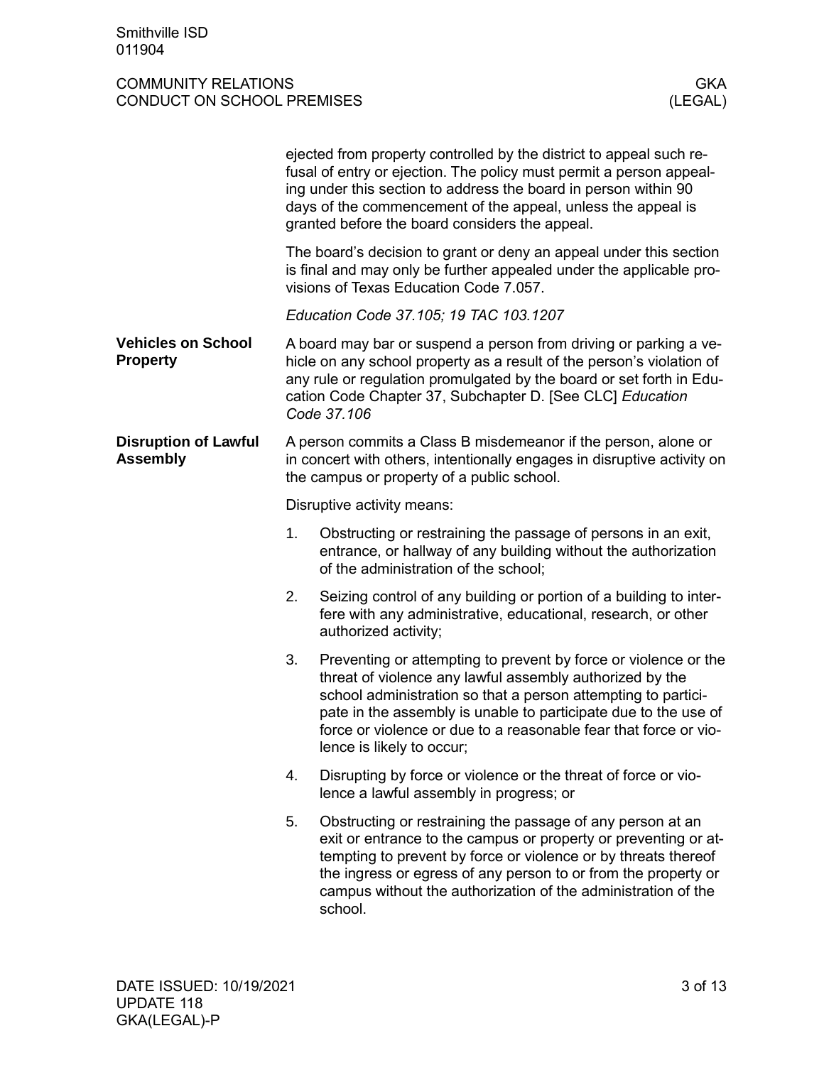ejected from property controlled by the district to appeal such refusal of entry or ejection. The policy must permit a person appealing under this section to address the board in person within 90 days of the commencement of the appeal, unless the appeal is granted before the board considers the appeal.

The board's decision to grant or deny an appeal under this section is final and may only be further appealed under the applicable provisions of Texas Education Code 7.057.

*Education Code 37.105; 19 TAC 103.1207*

**Vehicles on School Property**

A board may bar or suspend a person from driving or parking a vehicle on any school property as a result of the person's violation of any rule or regulation promulgated by the board or set forth in Education Code Chapter 37, Subchapter D. [See CLC] *Education Code 37.106*

**Disruption of Lawful Assembly**

A person commits a Class B misdemeanor if the person, alone or in concert with others, intentionally engages in disruptive activity on the campus or property of a public school.

Disruptive activity means:

1. Obstructing or restraining the passage of persons in an exit, entrance, or hallway of any building without the authorization of the administration of the school;
2. Seizing control of any building or portion of a building to interfere with any administrative, educational, research, or other authorized activity;
3. Preventing or attempting to prevent by force or violence or the threat of violence any lawful assembly authorized by the school administration so that a person attempting to participate in the assembly is unable to participate due to the use of force or violence or due to a reasonable fear that force or violence is likely to occur;
4. Disrupting by force or violence or the threat of force or violence a lawful assembly in progress; or
5. Obstructing or restraining the passage of any person at an exit or entrance to the campus or property or preventing or attempting to prevent by force or violence or by threats thereof the ingress or egress of any person to or from the property or campus without the authorization of the administration of the school.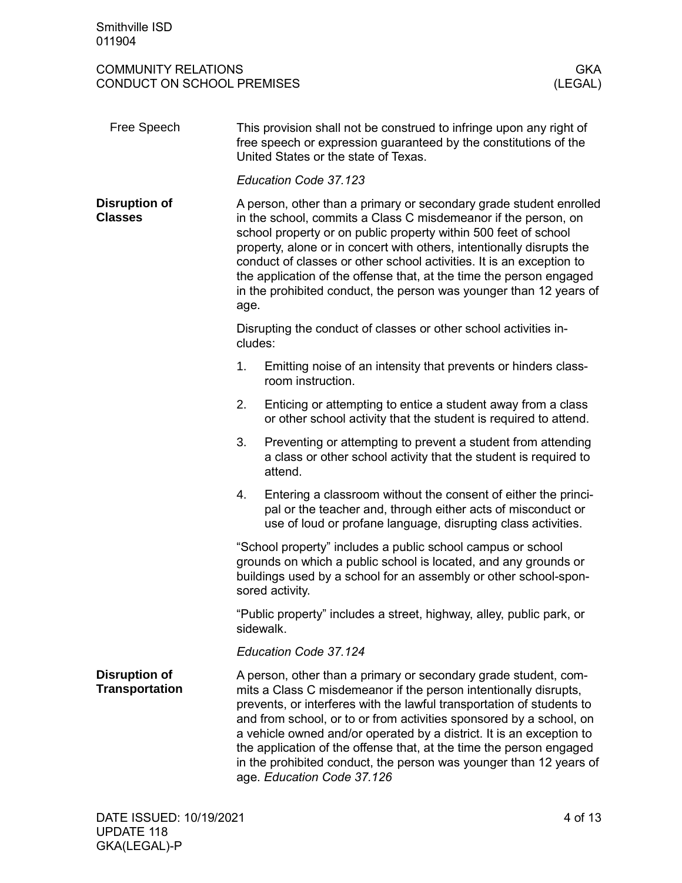**Free Speech**

This provision shall not be construed to infringe upon any right of free speech or expression guaranteed by the constitutions of the United States or the state of Texas.

*Education Code 37.123*

**Disruption of Classes**

A person, other than a primary or secondary grade student enrolled in the school, commits a Class C misdemeanor if the person, on school property or on public property within 500 feet of school property, alone or in concert with others, intentionally disrupts the conduct of classes or other school activities. It is an exception to the application of the offense that, at the time the person engaged in the prohibited conduct, the person was younger than 12 years of age.

Disrupting the conduct of classes or other school activities includes:

1. Emitting noise of an intensity that prevents or hinders classroom instruction.
2. Enticing or attempting to entice a student away from a class or other school activity that the student is required to attend.
3. Preventing or attempting to prevent a student from attending a class or other school activity that the student is required to attend.
4. Entering a classroom without the consent of either the principal or the teacher and, through either acts of misconduct or use of loud or profane language, disrupting class activities.

"School property" includes a public school campus or school grounds on which a public school is located, and any grounds or buildings used by a school for an assembly or other school-sponsored activity.

"Public property" includes a street, highway, alley, public park, or sidewalk.

*Education Code 37.124*

**Disruption of Transportation**

A person, other than a primary or secondary grade student, commits a Class C misdemeanor if the person intentionally disrupts, prevents, or interferes with the lawful transportation of students to and from school, or to or from activities sponsored by a school, on a vehicle owned and/or operated by a district. It is an exception to the application of the offense that, at the time the person engaged in the prohibited conduct, the person was younger than 12 years of age. *Education Code 37.126*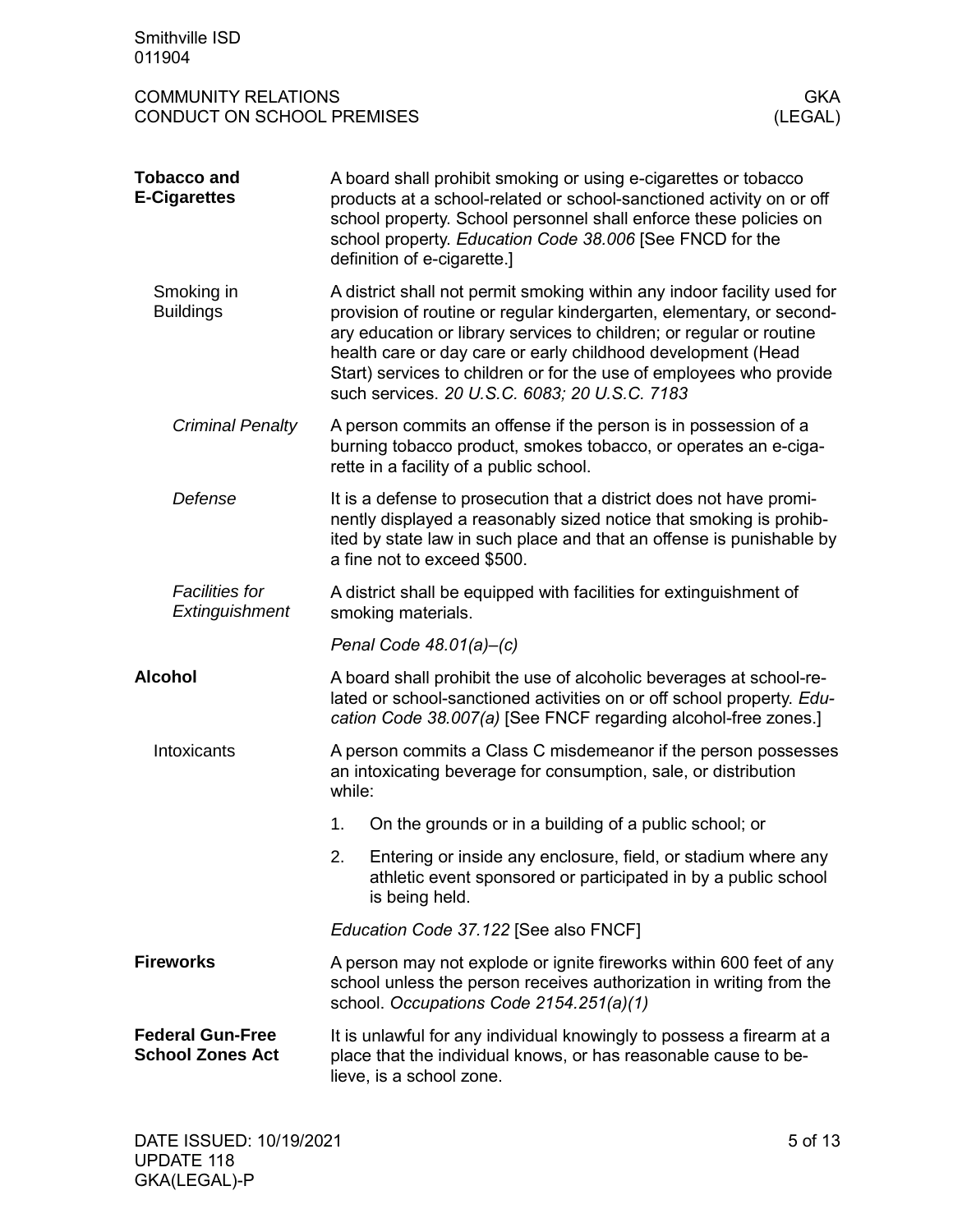## Tobacco and E-Cigarettes

A board shall prohibit smoking or using e-cigarettes or tobacco products at a school-related or school-sanctioned activity on or off school property. School personnel shall enforce these policies on school property. *Education Code 38.006* [See FNCD for the definition of e-cigarette.]

### Smoking in Buildings

A district shall not permit smoking within any indoor facility used for provision of routine or regular kindergarten, elementary, or secondary education or library services to children; or regular or routine health care or day care or early childhood development (Head Start) services to children or for the use of employees who provide such services. *20 U.S.C. 6083; 20 U.S.C. 7183*

#### *Criminal Penalty*

A person commits an offense if the person is in possession of a burning tobacco product, smokes tobacco, or operates an e-cigarette in a facility of a public school.

#### *Defense*

It is a defense to prosecution that a district does not have prominently displayed a reasonably sized notice that smoking is prohibited by state law in such place and that an offense is punishable by a fine not to exceed $500.

#### *Facilities for Extinguishment*

A district shall be equipped with facilities for extinguishment of smoking materials.

*Penal Code 48.01(a)–(c)*

## Alcohol

A board shall prohibit the use of alcoholic beverages at school-related or school-sanctioned activities on or off school property. *Education Code 38.007(a)* [See FNCF regarding alcohol-free zones.]

### Intoxicants

A person commits a Class C misdemeanor if the person possesses an intoxicating beverage for consumption, sale, or distribution while:

1. On the grounds or in a building of a public school; or
2. Entering or inside any enclosure, field, or stadium where any athletic event sponsored or participated in by a public school is being held.

*Education Code 37.122* [See also FNCF]

## Fireworks

A person may not explode or ignite fireworks within 600 feet of any school unless the person receives authorization in writing from the school. *Occupations Code 2154.251(a)(1)*

## Federal Gun-Free School Zones Act

It is unlawful for any individual knowingly to possess a firearm at a place that the individual knows, or has reasonable cause to believe, is a school zone.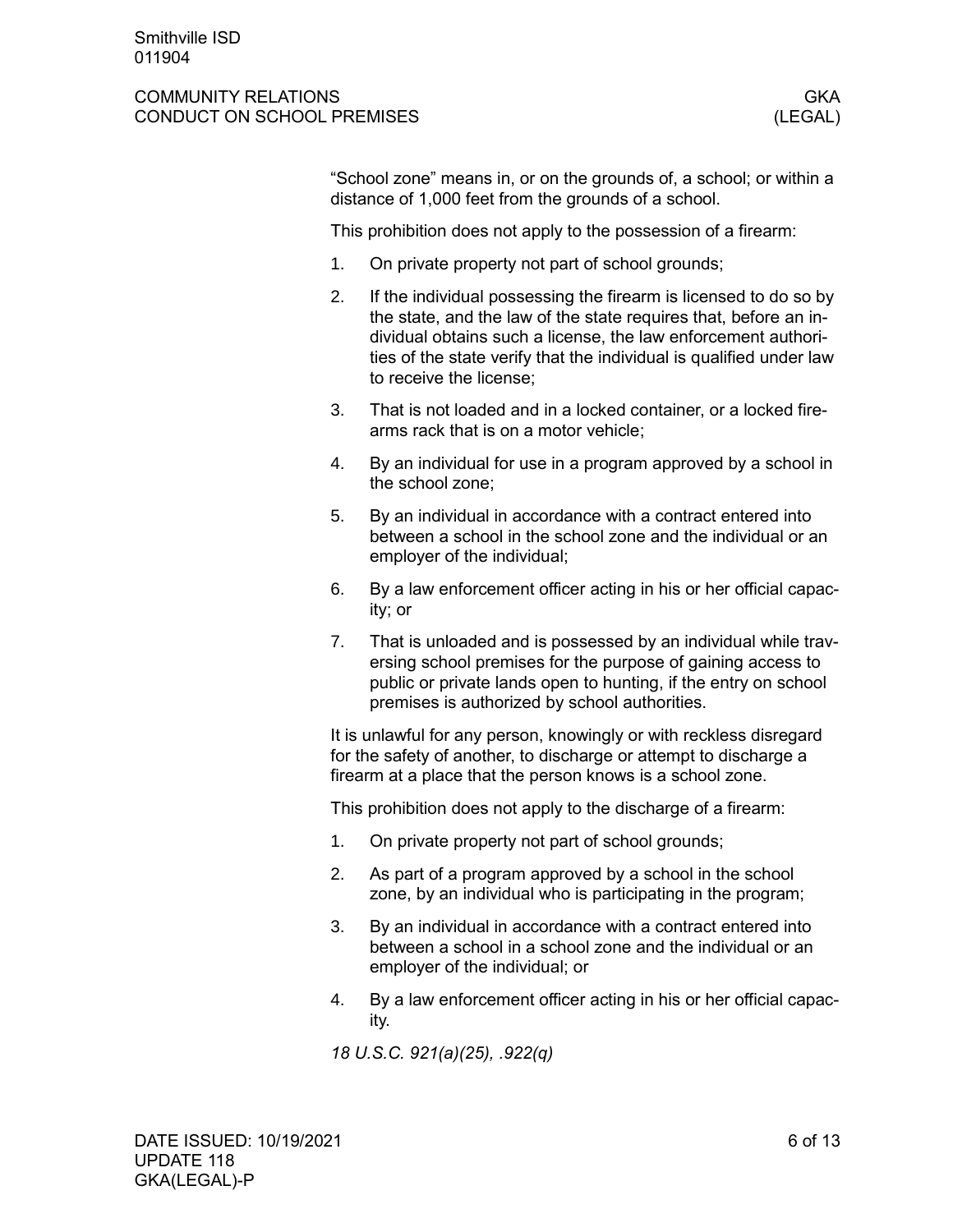"School zone" means in, or on the grounds of, a school; or within a distance of 1,000 feet from the grounds of a school.

This prohibition does not apply to the possession of a firearm:

1. On private property not part of school grounds;
2. If the individual possessing the firearm is licensed to do so by the state, and the law of the state requires that, before an individual obtains such a license, the law enforcement authorities of the state verify that the individual is qualified under law to receive the license;
3. That is not loaded and in a locked container, or a locked firearms rack that is on a motor vehicle;
4. By an individual for use in a program approved by a school in the school zone;
5. By an individual in accordance with a contract entered into between a school in the school zone and the individual or an employer of the individual;
6. By a law enforcement officer acting in his or her official capacity; or
7. That is unloaded and is possessed by an individual while traversing school premises for the purpose of gaining access to public or private lands open to hunting, if the entry on school premises is authorized by school authorities.

It is unlawful for any person, knowingly or with reckless disregard for the safety of another, to discharge or attempt to discharge a firearm at a place that the person knows is a school zone.

This prohibition does not apply to the discharge of a firearm:

1. On private property not part of school grounds;
2. As part of a program approved by a school in the school zone, by an individual who is participating in the program;
3. By an individual in accordance with a contract entered into between a school in a school zone and the individual or an employer of the individual; or
4. By a law enforcement officer acting in his or her official capacity.

*18 U.S.C. 921(a)(25), .922(q)*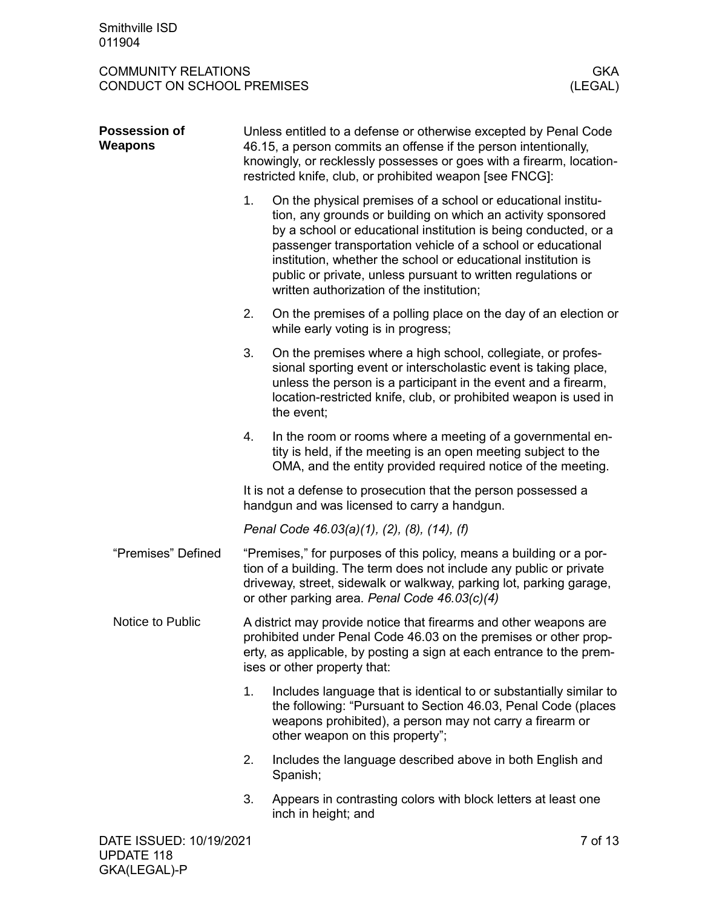## Possession of Weapons

Unless entitled to a defense or otherwise excepted by Penal Code 46.15, a person commits an offense if the person intentionally, knowingly, or recklessly possesses or goes with a firearm, location-restricted knife, club, or prohibited weapon [see FNCG]:

1. On the physical premises of a school or educational institution, any grounds or building on which an activity sponsored by a school or educational institution is being conducted, or a passenger transportation vehicle of a school or educational institution, whether the school or educational institution is public or private, unless pursuant to written regulations or written authorization of the institution;
2. On the premises of a polling place on the day of an election or while early voting is in progress;
3. On the premises where a high school, collegiate, or professional sporting event or interscholastic event is taking place, unless the person is a participant in the event and a firearm, location-restricted knife, club, or prohibited weapon is used in the event;
4. In the room or rooms where a meeting of a governmental entity is held, if the meeting is an open meeting subject to the OMA, and the entity provided required notice of the meeting.

It is not a defense to prosecution that the person possessed a handgun and was licensed to carry a handgun.

*Penal Code 46.03(a)(1), (2), (8), (14), (f)*

### "Premises" Defined

"Premises," for purposes of this policy, means a building or a portion of a building. The term does not include any public or private driveway, street, sidewalk or walkway, parking lot, parking garage, or other parking area. *Penal Code 46.03(c)(4)*

### Notice to Public

A district may provide notice that firearms and other weapons are prohibited under Penal Code 46.03 on the premises or other property, as applicable, by posting a sign at each entrance to the premises or other property that:

1. Includes language that is identical to or substantially similar to the following: "Pursuant to Section 46.03, Penal Code (places weapons prohibited), a person may not carry a firearm or other weapon on this property";
2. Includes the language described above in both English and Spanish;
3. Appears in contrasting colors with block letters at least one inch in height; and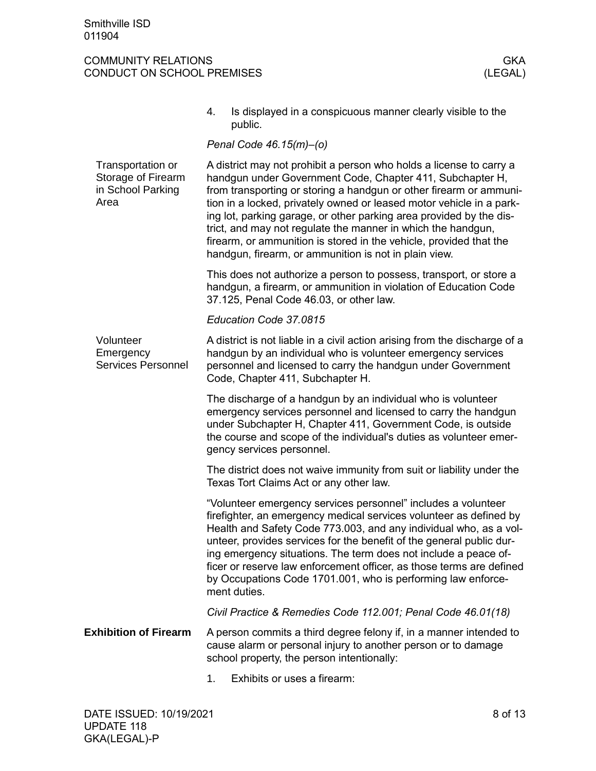4. Is displayed in a conspicuous manner clearly visible to the public.

*Penal Code 46.15(m)–(o)*

## Transportation or Storage of Firearm in School Parking Area

A district may not prohibit a person who holds a license to carry a handgun under Government Code, Chapter 411, Subchapter H, from transporting or storing a handgun or other firearm or ammunition in a locked, privately owned or leased motor vehicle in a parking lot, parking garage, or other parking area provided by the district, and may not regulate the manner in which the handgun, firearm, or ammunition is stored in the vehicle, provided that the handgun, firearm, or ammunition is not in plain view.

This does not authorize a person to possess, transport, or store a handgun, a firearm, or ammunition in violation of Education Code 37.125, Penal Code 46.03, or other law.

*Education Code 37.0815*

## Volunteer Emergency Services Personnel

A district is not liable in a civil action arising from the discharge of a handgun by an individual who is volunteer emergency services personnel and licensed to carry the handgun under Government Code, Chapter 411, Subchapter H.

The discharge of a handgun by an individual who is volunteer emergency services personnel and licensed to carry the handgun under Subchapter H, Chapter 411, Government Code, is outside the course and scope of the individual's duties as volunteer emergency services personnel.

The district does not waive immunity from suit or liability under the Texas Tort Claims Act or any other law.

"Volunteer emergency services personnel" includes a volunteer firefighter, an emergency medical services volunteer as defined by Health and Safety Code 773.003, and any individual who, as a volunteer, provides services for the benefit of the general public during emergency situations. The term does not include a peace officer or reserve law enforcement officer, as those terms are defined by Occupations Code 1701.001, who is performing law enforcement duties.

*Civil Practice & Remedies Code 112.001; Penal Code 46.01(18)*

## Exhibition of Firearm

A person commits a third degree felony if, in a manner intended to cause alarm or personal injury to another person or to damage school property, the person intentionally:

1. Exhibits or uses a firearm: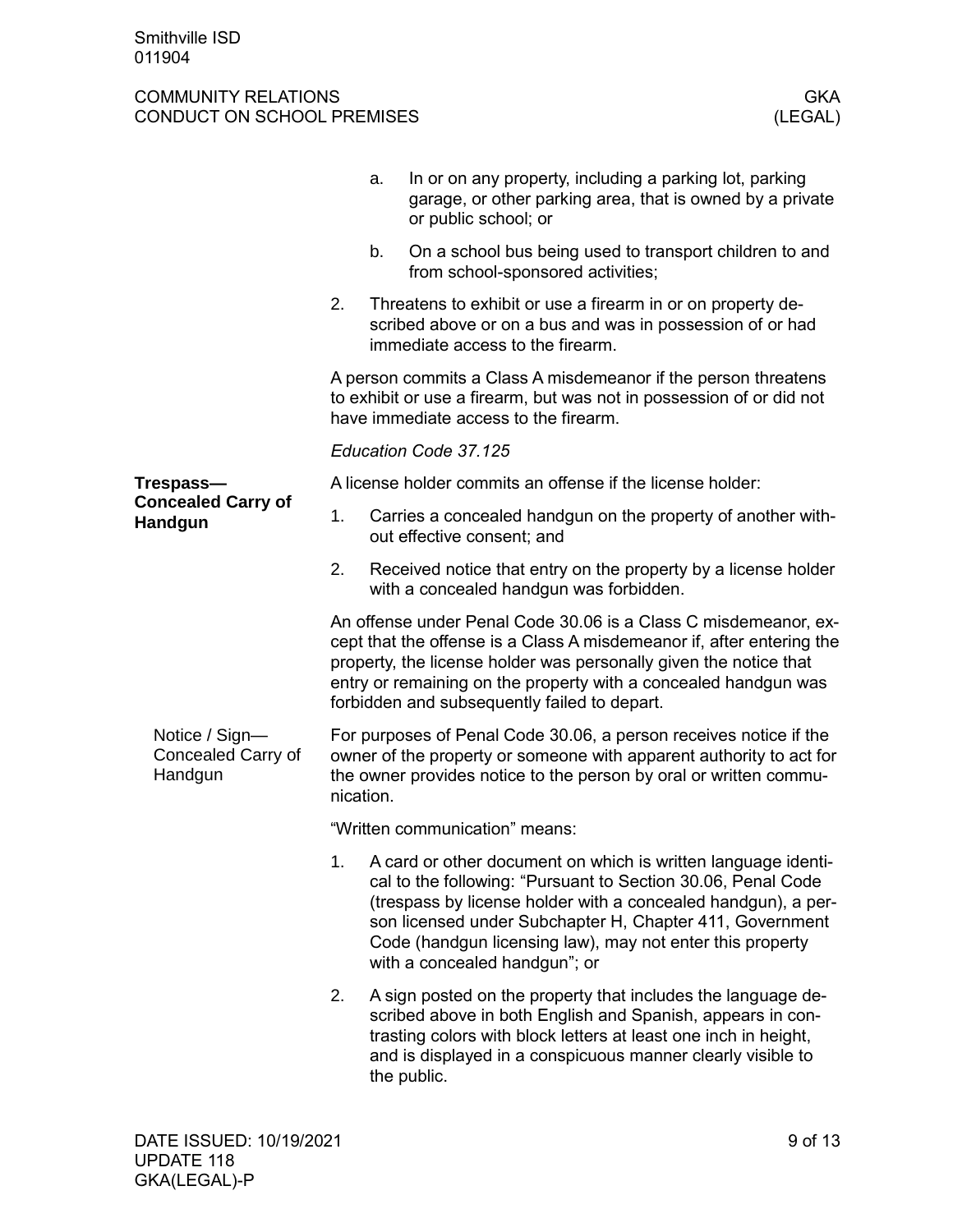a. In or on any property, including a parking lot, parking garage, or other parking area, that is owned by a private or public school; or

   b. On a school bus being used to transport children to and from school-sponsored activities;

2. Threatens to exhibit or use a firearm in or on property described above or on a bus and was in possession of or had immediate access to the firearm.

A person commits a Class A misdemeanor if the person threatens to exhibit or use a firearm, but was not in possession of or did not have immediate access to the firearm.

*Education Code 37.125*

## Trespass—Concealed Carry of Handgun

A license holder commits an offense if the license holder:

1. Carries a concealed handgun on the property of another without effective consent; and
2. Received notice that entry on the property by a license holder with a concealed handgun was forbidden.

An offense under Penal Code 30.06 is a Class C misdemeanor, except that the offense is a Class A misdemeanor if, after entering the property, the license holder was personally given the notice that entry or remaining on the property with a concealed handgun was forbidden and subsequently failed to depart.

### Notice / Sign—Concealed Carry of Handgun

For purposes of Penal Code 30.06, a person receives notice if the owner of the property or someone with apparent authority to act for the owner provides notice to the person by oral or written communication.

"Written communication" means:

1. A card or other document on which is written language identical to the following: "Pursuant to Section 30.06, Penal Code (trespass by license holder with a concealed handgun), a person licensed under Subchapter H, Chapter 411, Government Code (handgun licensing law), may not enter this property with a concealed handgun"; or
2. A sign posted on the property that includes the language described above in both English and Spanish, appears in contrasting colors with block letters at least one inch in height, and is displayed in a conspicuous manner clearly visible to the public.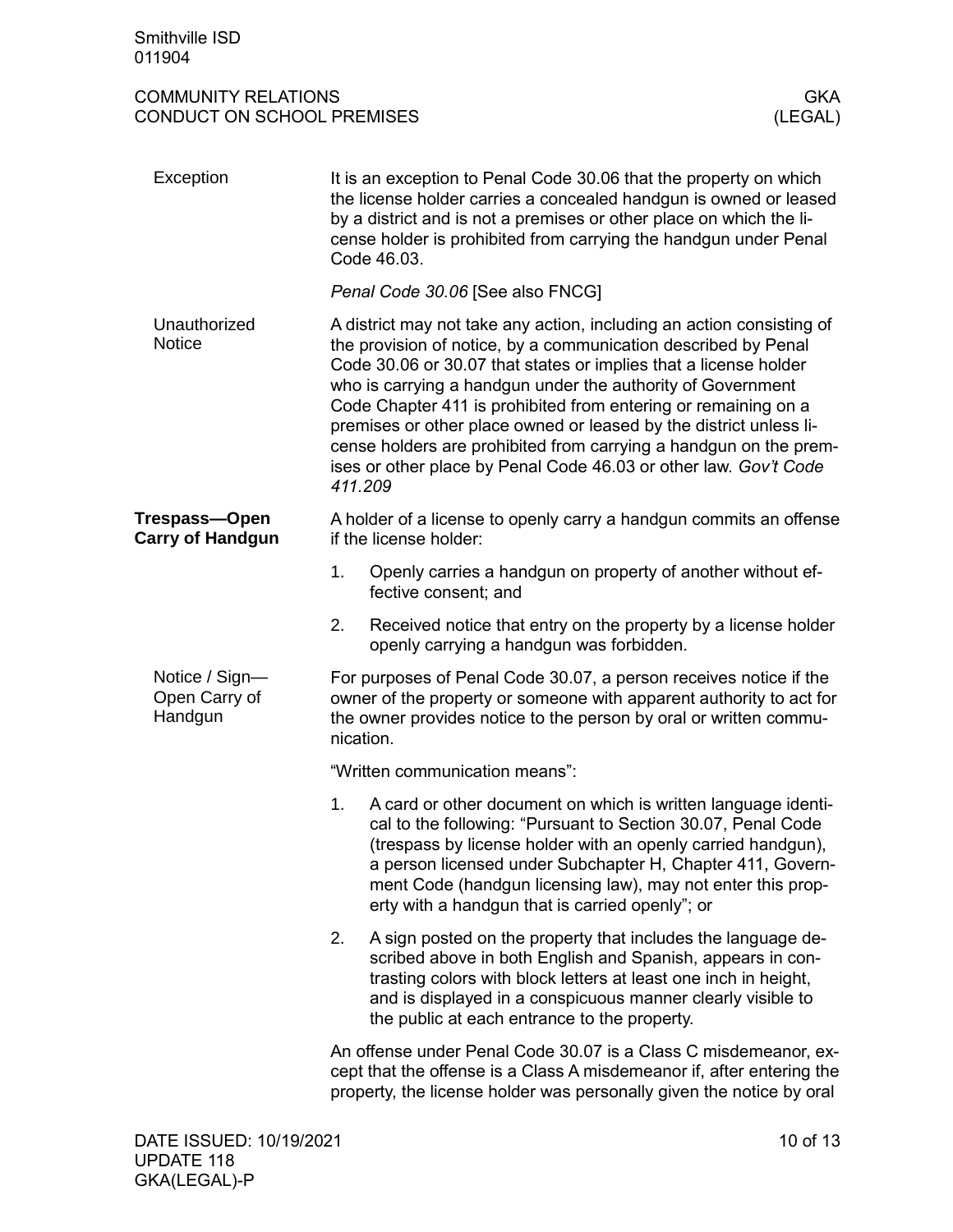### Exception

It is an exception to Penal Code 30.06 that the property on which the license holder carries a concealed handgun is owned or leased by a district and is not a premises or other place on which the license holder is prohibited from carrying the handgun under Penal Code 46.03.

*Penal Code 30.06* [See also FNCG]

### Unauthorized Notice

A district may not take any action, including an action consisting of the provision of notice, by a communication described by Penal Code 30.06 or 30.07 that states or implies that a license holder who is carrying a handgun under the authority of Government Code Chapter 411 is prohibited from entering or remaining on a premises or other place owned or leased by the district unless license holders are prohibited from carrying a handgun on the premises or other place by Penal Code 46.03 or other law. *Gov't Code 411.209*

## Trespass—Open Carry of Handgun

A holder of a license to openly carry a handgun commits an offense if the license holder:

1. Openly carries a handgun on property of another without effective consent; and
2. Received notice that entry on the property by a license holder openly carrying a handgun was forbidden.

### Notice / Sign—Open Carry of Handgun

For purposes of Penal Code 30.07, a person receives notice if the owner of the property or someone with apparent authority to act for the owner provides notice to the person by oral or written communication.

"Written communication means":

1. A card or other document on which is written language identical to the following: "Pursuant to Section 30.07, Penal Code (trespass by license holder with an openly carried handgun), a person licensed under Subchapter H, Chapter 411, Government Code (handgun licensing law), may not enter this property with a handgun that is carried openly"; or
2. A sign posted on the property that includes the language described above in both English and Spanish, appears in contrasting colors with block letters at least one inch in height, and is displayed in a conspicuous manner clearly visible to the public at each entrance to the property.

An offense under Penal Code 30.07 is a Class C misdemeanor, except that the offense is a Class A misdemeanor if, after entering the property, the license holder was personally given the notice by oral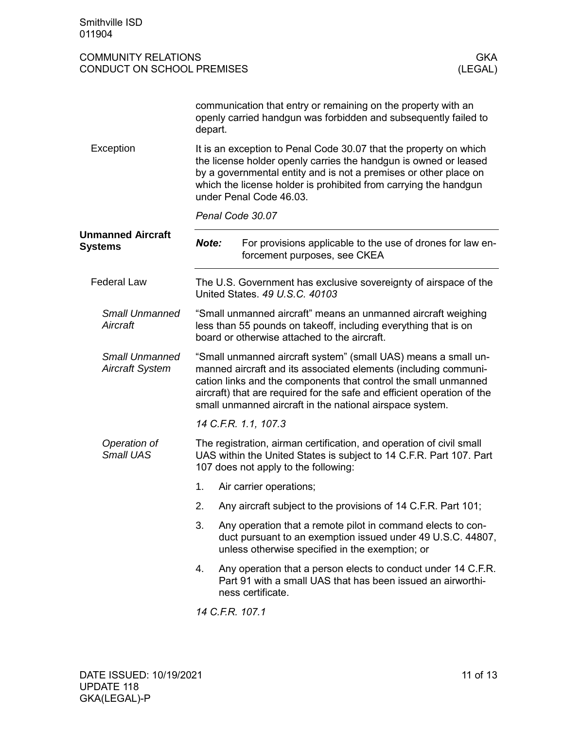communication that entry or remaining on the property with an openly carried handgun was forbidden and subsequently failed to depart.

### Exception

It is an exception to Penal Code 30.07 that the property on which the license holder openly carries the handgun is owned or leased by a governmental entity and is not a premises or other place on which the license holder is prohibited from carrying the handgun under Penal Code 46.03.

*Penal Code 30.07*

## Unmanned Aircraft Systems

**Note:** For provisions applicable to the use of drones for law enforcement purposes, see CKEA

### Federal Law

The U.S. Government has exclusive sovereignty of airspace of the United States. *49 U.S.C. 40103*

#### *Small Unmanned Aircraft*

"Small unmanned aircraft" means an unmanned aircraft weighing less than 55 pounds on takeoff, including everything that is on board or otherwise attached to the aircraft.

#### *Small Unmanned Aircraft System*

"Small unmanned aircraft system" (small UAS) means a small unmanned aircraft and its associated elements (including communication links and the components that control the small unmanned aircraft) that are required for the safe and efficient operation of the small unmanned aircraft in the national airspace system.

*14 C.F.R. 1.1, 107.3*

#### *Operation of Small UAS*

The registration, airman certification, and operation of civil small UAS within the United States is subject to 14 C.F.R. Part 107. Part 107 does not apply to the following:

1. Air carrier operations;
2. Any aircraft subject to the provisions of 14 C.F.R. Part 101;
3. Any operation that a remote pilot in command elects to conduct pursuant to an exemption issued under 49 U.S.C. 44807, unless otherwise specified in the exemption; or
4. Any operation that a person elects to conduct under 14 C.F.R. Part 91 with a small UAS that has been issued an airworthiness certificate.

*14 C.F.R. 107.1*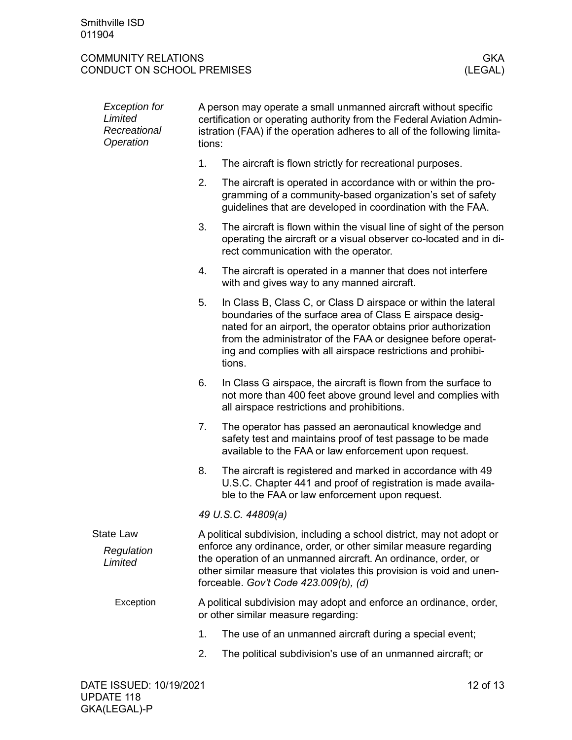#### *Exception for Limited Recreational Operation*

A person may operate a small unmanned aircraft without specific certification or operating authority from the Federal Aviation Administration (FAA) if the operation adheres to all of the following limitations:

1. The aircraft is flown strictly for recreational purposes.
2. The aircraft is operated in accordance with or within the programming of a community-based organization's set of safety guidelines that are developed in coordination with the FAA.
3. The aircraft is flown within the visual line of sight of the person operating the aircraft or a visual observer co-located and in direct communication with the operator.
4. The aircraft is operated in a manner that does not interfere with and gives way to any manned aircraft.
5. In Class B, Class C, or Class D airspace or within the lateral boundaries of the surface area of Class E airspace designated for an airport, the operator obtains prior authorization from the administrator of the FAA or designee before operating and complies with all airspace restrictions and prohibitions.
6. In Class G airspace, the aircraft is flown from the surface to not more than 400 feet above ground level and complies with all airspace restrictions and prohibitions.
7. The operator has passed an aeronautical knowledge and safety test and maintains proof of test passage to be made available to the FAA or law enforcement upon request.
8. The aircraft is registered and marked in accordance with 49 U.S.C. Chapter 441 and proof of registration is made available to the FAA or law enforcement upon request.

*49 U.S.C. 44809(a)*

## State Law

#### *Regulation Limited*

A political subdivision, including a school district, may not adopt or enforce any ordinance, order, or other similar measure regarding the operation of an unmanned aircraft. An ordinance, order, or other similar measure that violates this provision is void and unenforceable. *Gov't Code 423.009(b), (d)*

##### Exception

A political subdivision may adopt and enforce an ordinance, order, or other similar measure regarding:

1. The use of an unmanned aircraft during a special event;
2. The political subdivision's use of an unmanned aircraft; or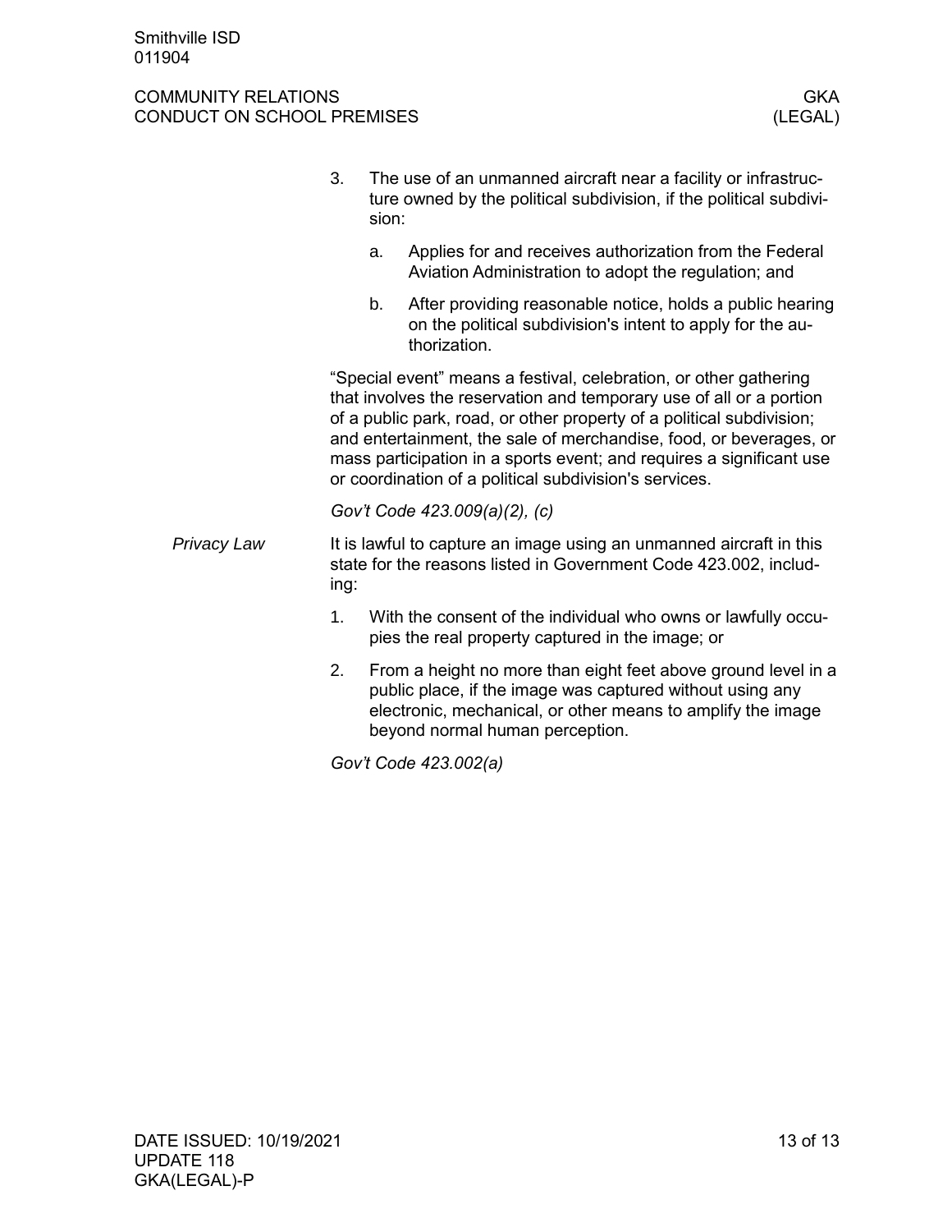3. The use of an unmanned aircraft near a facility or infrastructure owned by the political subdivision, if the political subdivision:

   a. Applies for and receives authorization from the Federal Aviation Administration to adopt the regulation; and

   b. After providing reasonable notice, holds a public hearing on the political subdivision's intent to apply for the authorization.

"Special event" means a festival, celebration, or other gathering that involves the reservation and temporary use of all or a portion of a public park, road, or other property of a political subdivision; and entertainment, the sale of merchandise, food, or beverages, or mass participation in a sports event; and requires a significant use or coordination of a political subdivision's services.

*Gov't Code 423.009(a)(2), (c)*

*Privacy Law*

It is lawful to capture an image using an unmanned aircraft in this state for the reasons listed in Government Code 423.002, including:

1. With the consent of the individual who owns or lawfully occupies the real property captured in the image; or
2. From a height no more than eight feet above ground level in a public place, if the image was captured without using any electronic, mechanical, or other means to amplify the image beyond normal human perception.

*Gov't Code 423.002(a)*